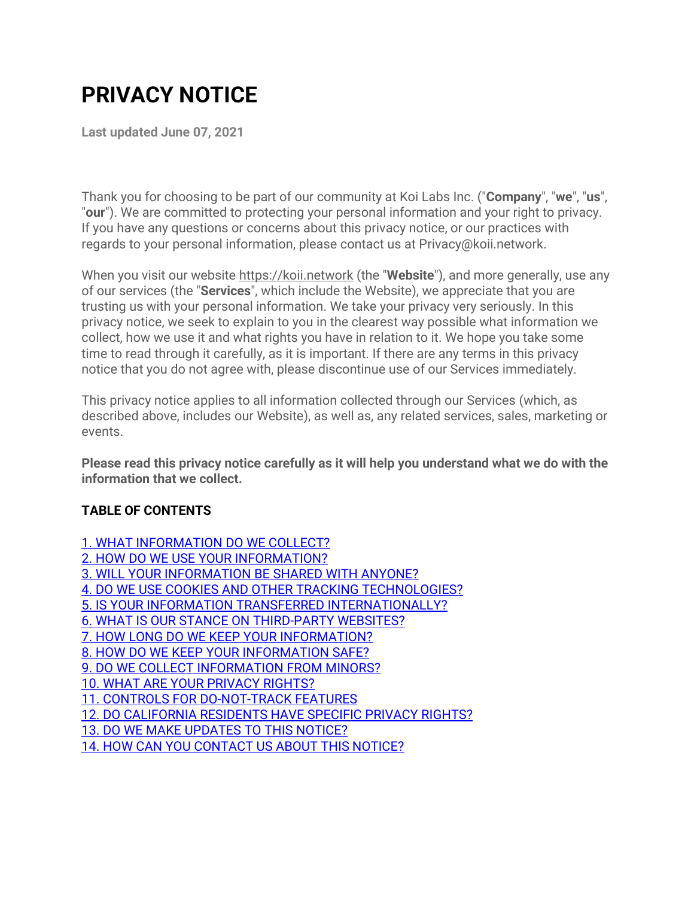# PRIVACY NOTICE

**Last updated June 07, 2021**

Thank you for choosing to be part of our community at Koi Labs Inc. ("**Company**", "**we**", "**us**", "**our**"). We are committed to protecting your personal information and your right to privacy. If you have any questions or concerns about this privacy notice, or our practices with regards to your personal information, please contact us at Privacy@koii.network.

When you visit our website [https://koii.network](https://koii.network) (the "**Website**"), and more generally, use any of our services (the "**Services**", which include the Website), we appreciate that you are trusting us with your personal information. We take your privacy very seriously. In this privacy notice, we seek to explain to you in the clearest way possible what information we collect, how we use it and what rights you have in relation to it. We hope you take some time to read through it carefully, as it is important. If there are any terms in this privacy notice that you do not agree with, please discontinue use of our Services immediately.

This privacy notice applies to all information collected through our Services (which, as described above, includes our Website), as well as, any related services, sales, marketing or events.

**Please read this privacy notice carefully as it will help you understand what we do with the information that we collect.**

## TABLE OF CONTENTS

1. WHAT INFORMATION DO WE COLLECT?
2. HOW DO WE USE YOUR INFORMATION?
3. WILL YOUR INFORMATION BE SHARED WITH ANYONE?
4. DO WE USE COOKIES AND OTHER TRACKING TECHNOLOGIES?
5. IS YOUR INFORMATION TRANSFERRED INTERNATIONALLY?
6. WHAT IS OUR STANCE ON THIRD-PARTY WEBSITES?
7. HOW LONG DO WE KEEP YOUR INFORMATION?
8. HOW DO WE KEEP YOUR INFORMATION SAFE?
9. DO WE COLLECT INFORMATION FROM MINORS?
10. WHAT ARE YOUR PRIVACY RIGHTS?
11. CONTROLS FOR DO-NOT-TRACK FEATURES
12. DO CALIFORNIA RESIDENTS HAVE SPECIFIC PRIVACY RIGHTS?
13. DO WE MAKE UPDATES TO THIS NOTICE?
14. HOW CAN YOU CONTACT US ABOUT THIS NOTICE?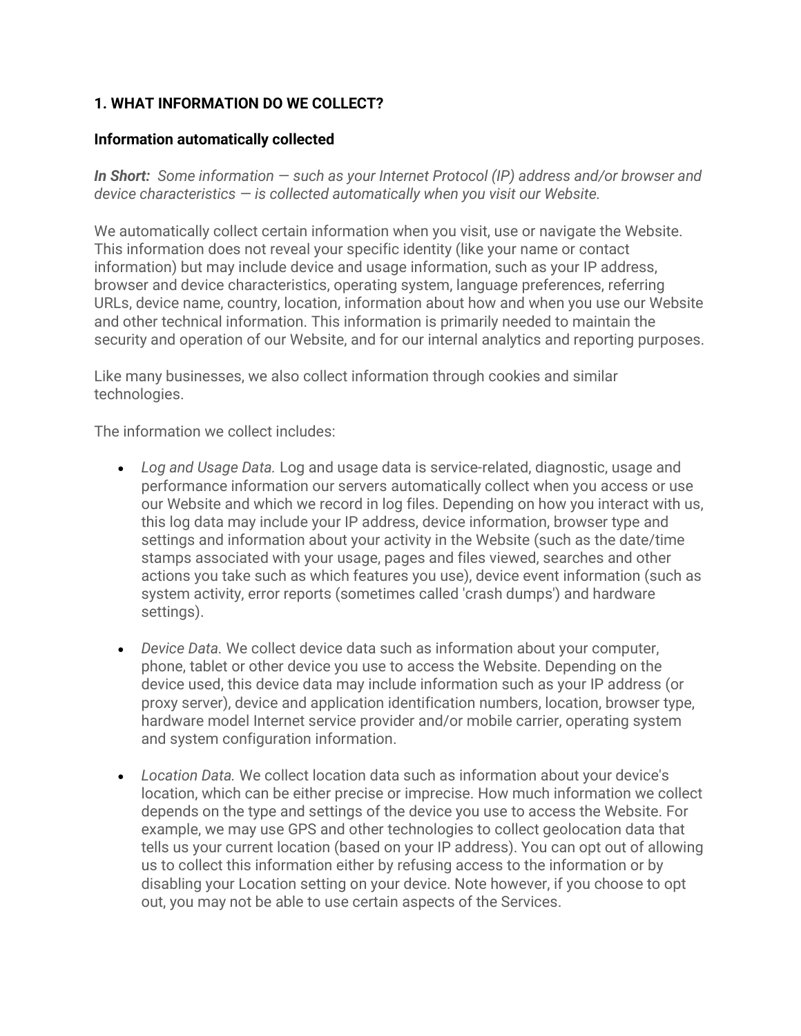## 1. WHAT INFORMATION DO WE COLLECT?

### Information automatically collected

***In Short:*** *Some information — such as your Internet Protocol (IP) address and/or browser and device characteristics — is collected automatically when you visit our Website.*

We automatically collect certain information when you visit, use or navigate the Website. This information does not reveal your specific identity (like your name or contact information) but may include device and usage information, such as your IP address, browser and device characteristics, operating system, language preferences, referring URLs, device name, country, location, information about how and when you use our Website and other technical information. This information is primarily needed to maintain the security and operation of our Website, and for our internal analytics and reporting purposes.

Like many businesses, we also collect information through cookies and similar technologies.

The information we collect includes:

- *Log and Usage Data.* Log and usage data is service-related, diagnostic, usage and performance information our servers automatically collect when you access or use our Website and which we record in log files. Depending on how you interact with us, this log data may include your IP address, device information, browser type and settings and information about your activity in the Website (such as the date/time stamps associated with your usage, pages and files viewed, searches and other actions you take such as which features you use), device event information (such as system activity, error reports (sometimes called 'crash dumps') and hardware settings).

- *Device Data.* We collect device data such as information about your computer, phone, tablet or other device you use to access the Website. Depending on the device used, this device data may include information such as your IP address (or proxy server), device and application identification numbers, location, browser type, hardware model Internet service provider and/or mobile carrier, operating system and system configuration information.

- *Location Data.* We collect location data such as information about your device's location, which can be either precise or imprecise. How much information we collect depends on the type and settings of the device you use to access the Website. For example, we may use GPS and other technologies to collect geolocation data that tells us your current location (based on your IP address). You can opt out of allowing us to collect this information either by refusing access to the information or by disabling your Location setting on your device. Note however, if you choose to opt out, you may not be able to use certain aspects of the Services.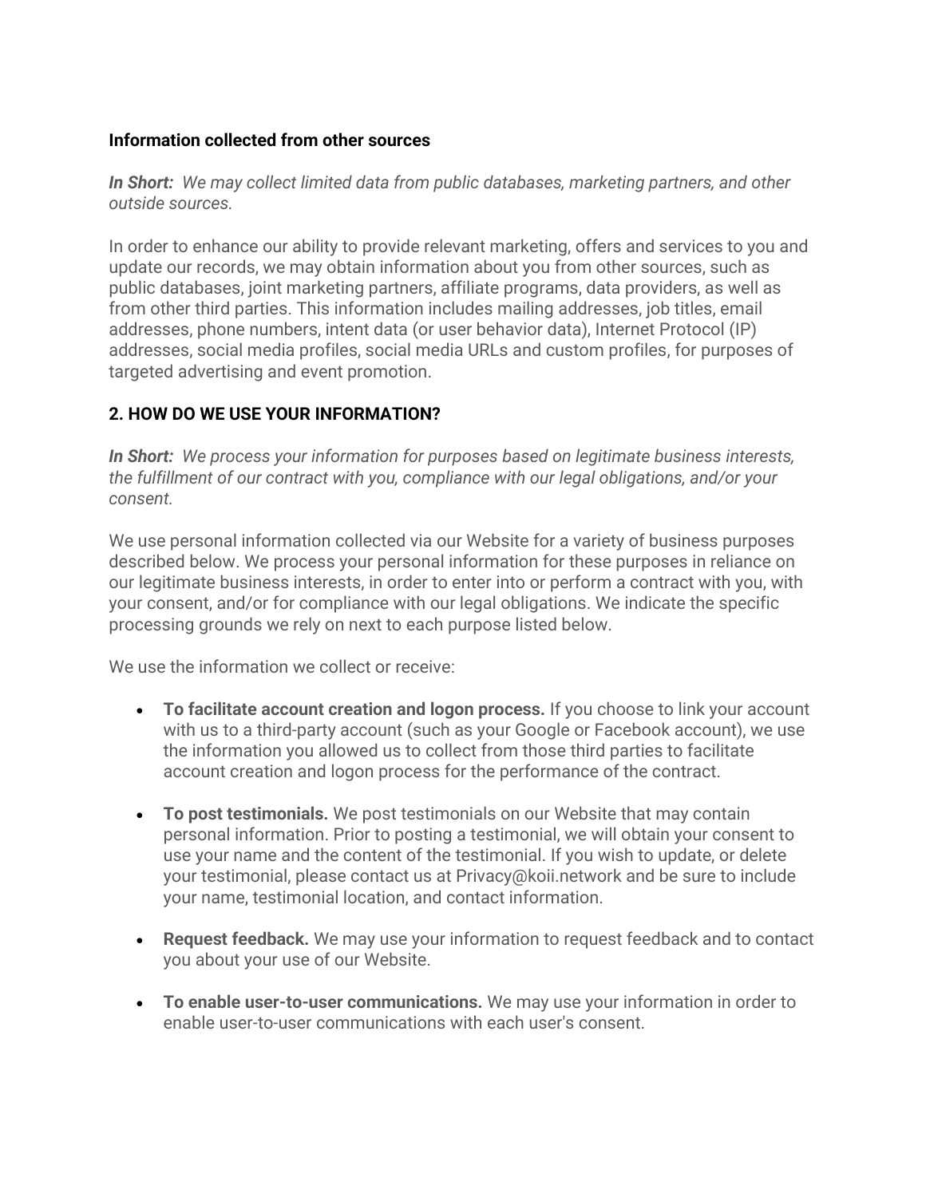### Information collected from other sources

***In Short:*** *We may collect limited data from public databases, marketing partners, and other outside sources.*

In order to enhance our ability to provide relevant marketing, offers and services to you and update our records, we may obtain information about you from other sources, such as public databases, joint marketing partners, affiliate programs, data providers, as well as from other third parties. This information includes mailing addresses, job titles, email addresses, phone numbers, intent data (or user behavior data), Internet Protocol (IP) addresses, social media profiles, social media URLs and custom profiles, for purposes of targeted advertising and event promotion.

## 2. HOW DO WE USE YOUR INFORMATION?

***In Short:*** *We process your information for purposes based on legitimate business interests, the fulfillment of our contract with you, compliance with our legal obligations, and/or your consent.*

We use personal information collected via our Website for a variety of business purposes described below. We process your personal information for these purposes in reliance on our legitimate business interests, in order to enter into or perform a contract with you, with your consent, and/or for compliance with our legal obligations. We indicate the specific processing grounds we rely on next to each purpose listed below.

We use the information we collect or receive:

- **To facilitate account creation and logon process.** If you choose to link your account with us to a third-party account (such as your Google or Facebook account), we use the information you allowed us to collect from those third parties to facilitate account creation and logon process for the performance of the contract.

- **To post testimonials.** We post testimonials on our Website that may contain personal information. Prior to posting a testimonial, we will obtain your consent to use your name and the content of the testimonial. If you wish to update, or delete your testimonial, please contact us at Privacy@koii.network and be sure to include your name, testimonial location, and contact information.

- **Request feedback.** We may use your information to request feedback and to contact you about your use of our Website.

- **To enable user-to-user communications.** We may use your information in order to enable user-to-user communications with each user's consent.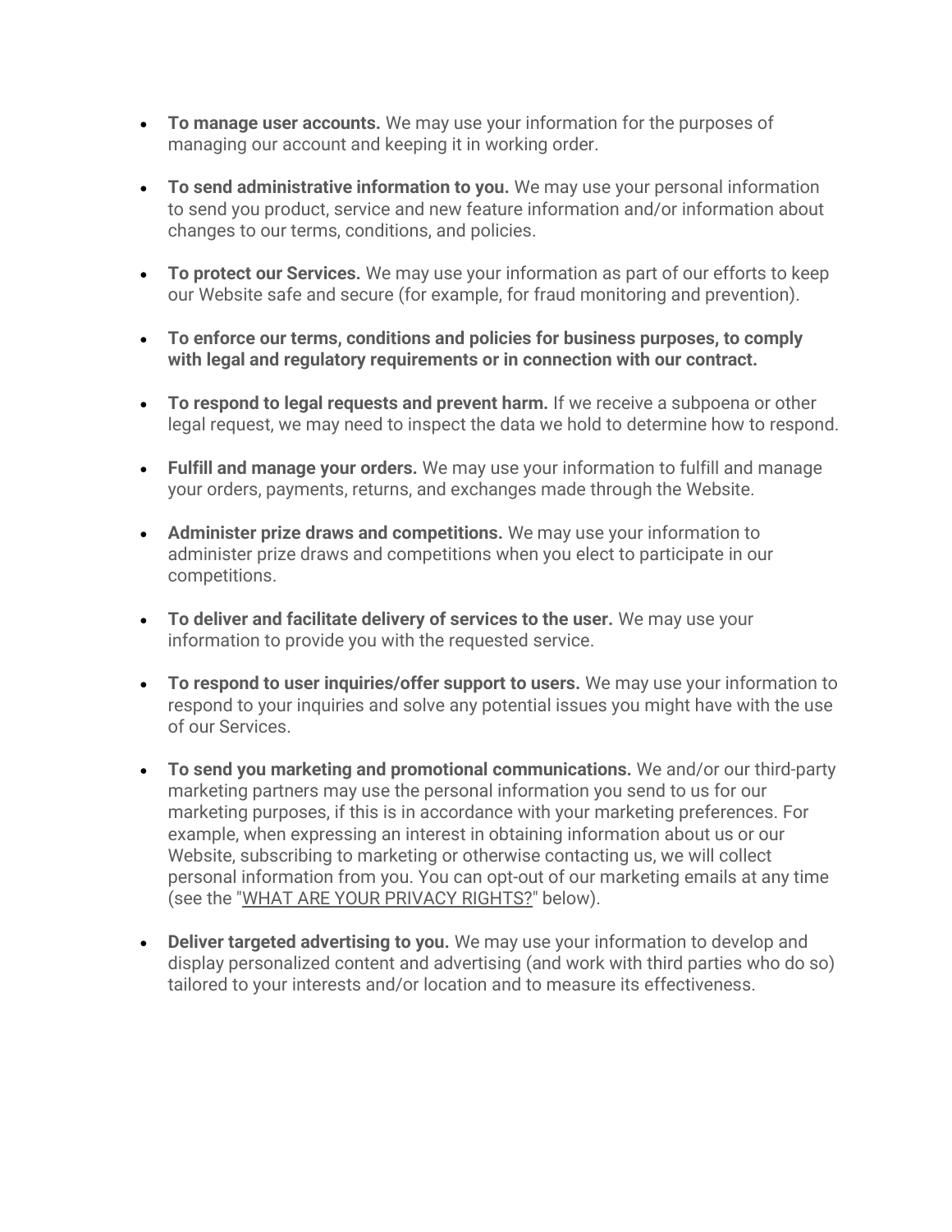- **To manage user accounts.** We may use your information for the purposes of managing our account and keeping it in working order.

- **To send administrative information to you.** We may use your personal information to send you product, service and new feature information and/or information about changes to our terms, conditions, and policies.

- **To protect our Services.** We may use your information as part of our efforts to keep our Website safe and secure (for example, for fraud monitoring and prevention).

- **To enforce our terms, conditions and policies for business purposes, to comply with legal and regulatory requirements or in connection with our contract.**

- **To respond to legal requests and prevent harm.** If we receive a subpoena or other legal request, we may need to inspect the data we hold to determine how to respond.

- **Fulfill and manage your orders.** We may use your information to fulfill and manage your orders, payments, returns, and exchanges made through the Website.

- **Administer prize draws and competitions.** We may use your information to administer prize draws and competitions when you elect to participate in our competitions.

- **To deliver and facilitate delivery of services to the user.** We may use your information to provide you with the requested service.

- **To respond to user inquiries/offer support to users.** We may use your information to respond to your inquiries and solve any potential issues you might have with the use of our Services.

- **To send you marketing and promotional communications.** We and/or our third-party marketing partners may use the personal information you send to us for our marketing purposes, if this is in accordance with your marketing preferences. For example, when expressing an interest in obtaining information about us or our Website, subscribing to marketing or otherwise contacting us, we will collect personal information from you. You can opt-out of our marketing emails at any time (see the "WHAT ARE YOUR PRIVACY RIGHTS?" below).

- **Deliver targeted advertising to you.** We may use your information to develop and display personalized content and advertising (and work with third parties who do so) tailored to your interests and/or location and to measure its effectiveness.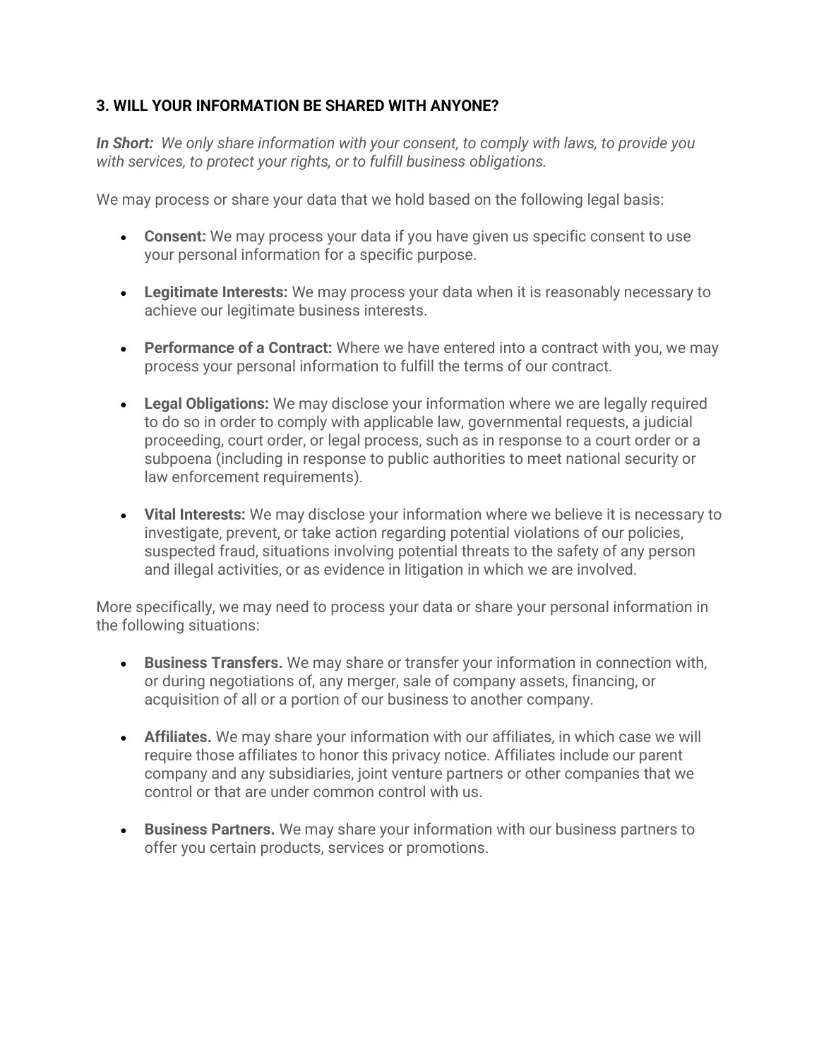### 3. WILL YOUR INFORMATION BE SHARED WITH ANYONE?

***In Short:*** *We only share information with your consent, to comply with laws, to provide you with services, to protect your rights, or to fulfill business obligations.*

We may process or share your data that we hold based on the following legal basis:

- **Consent:** We may process your data if you have given us specific consent to use your personal information for a specific purpose.

- **Legitimate Interests:** We may process your data when it is reasonably necessary to achieve our legitimate business interests.

- **Performance of a Contract:** Where we have entered into a contract with you, we may process your personal information to fulfill the terms of our contract.

- **Legal Obligations:** We may disclose your information where we are legally required to do so in order to comply with applicable law, governmental requests, a judicial proceeding, court order, or legal process, such as in response to a court order or a subpoena (including in response to public authorities to meet national security or law enforcement requirements).

- **Vital Interests:** We may disclose your information where we believe it is necessary to investigate, prevent, or take action regarding potential violations of our policies, suspected fraud, situations involving potential threats to the safety of any person and illegal activities, or as evidence in litigation in which we are involved.

More specifically, we may need to process your data or share your personal information in the following situations:

- **Business Transfers.** We may share or transfer your information in connection with, or during negotiations of, any merger, sale of company assets, financing, or acquisition of all or a portion of our business to another company.

- **Affiliates.** We may share your information with our affiliates, in which case we will require those affiliates to honor this privacy notice. Affiliates include our parent company and any subsidiaries, joint venture partners or other companies that we control or that are under common control with us.

- **Business Partners.** We may share your information with our business partners to offer you certain products, services or promotions.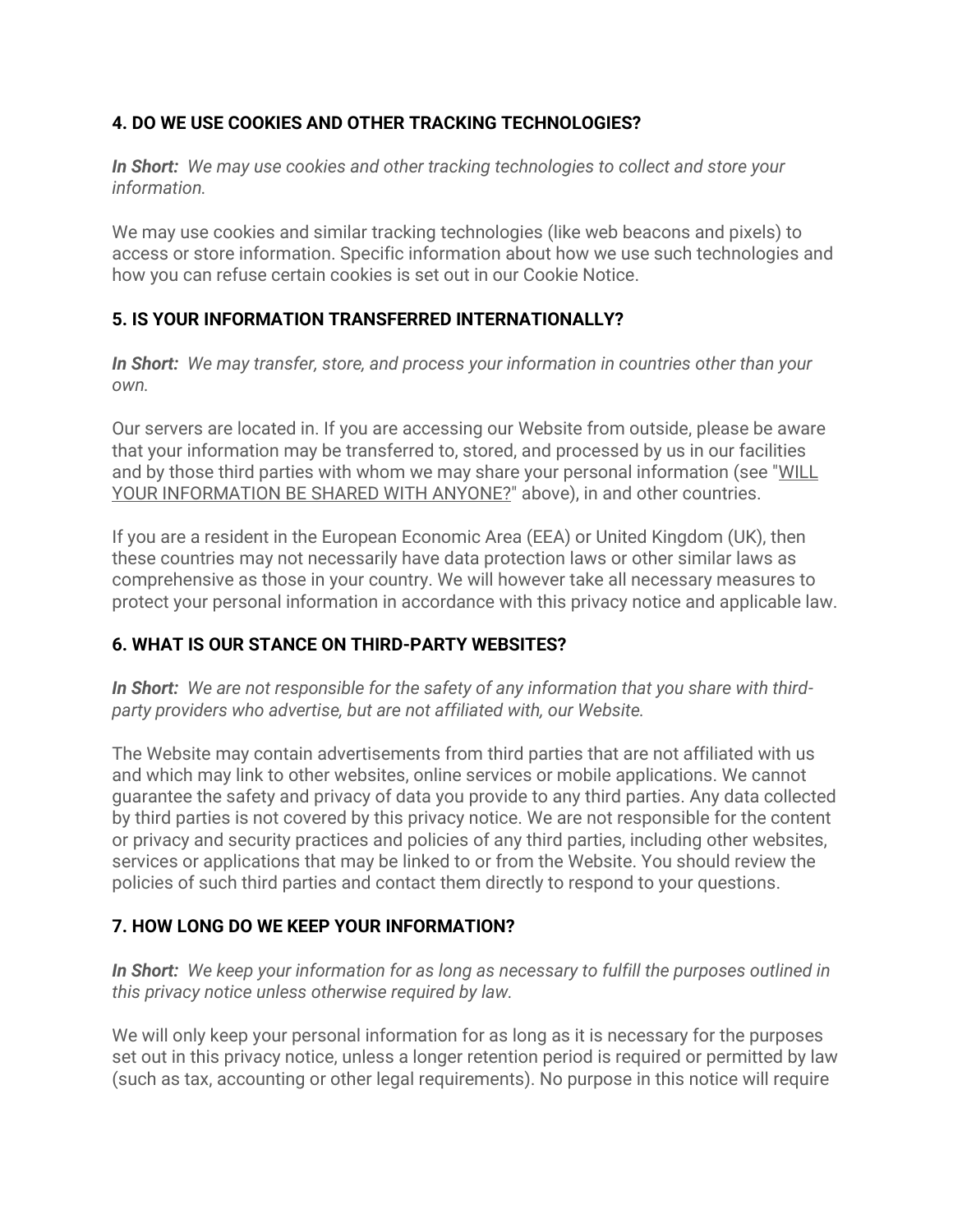## 4. DO WE USE COOKIES AND OTHER TRACKING TECHNOLOGIES?

***In Short:*** *We may use cookies and other tracking technologies to collect and store your information.*

We may use cookies and similar tracking technologies (like web beacons and pixels) to access or store information. Specific information about how we use such technologies and how you can refuse certain cookies is set out in our Cookie Notice.

## 5. IS YOUR INFORMATION TRANSFERRED INTERNATIONALLY?

***In Short:*** *We may transfer, store, and process your information in countries other than your own.*

Our servers are located in. If you are accessing our Website from outside, please be aware that your information may be transferred to, stored, and processed by us in our facilities and by those third parties with whom we may share your personal information (see "WILL YOUR INFORMATION BE SHARED WITH ANYONE?" above), in and other countries.

If you are a resident in the European Economic Area (EEA) or United Kingdom (UK), then these countries may not necessarily have data protection laws or other similar laws as comprehensive as those in your country. We will however take all necessary measures to protect your personal information in accordance with this privacy notice and applicable law.

## 6. WHAT IS OUR STANCE ON THIRD-PARTY WEBSITES?

***In Short:*** *We are not responsible for the safety of any information that you share with third-party providers who advertise, but are not affiliated with, our Website.*

The Website may contain advertisements from third parties that are not affiliated with us and which may link to other websites, online services or mobile applications. We cannot guarantee the safety and privacy of data you provide to any third parties. Any data collected by third parties is not covered by this privacy notice. We are not responsible for the content or privacy and security practices and policies of any third parties, including other websites, services or applications that may be linked to or from the Website. You should review the policies of such third parties and contact them directly to respond to your questions.

## 7. HOW LONG DO WE KEEP YOUR INFORMATION?

***In Short:*** *We keep your information for as long as necessary to fulfill the purposes outlined in this privacy notice unless otherwise required by law.*

We will only keep your personal information for as long as it is necessary for the purposes set out in this privacy notice, unless a longer retention period is required or permitted by law (such as tax, accounting or other legal requirements). No purpose in this notice will require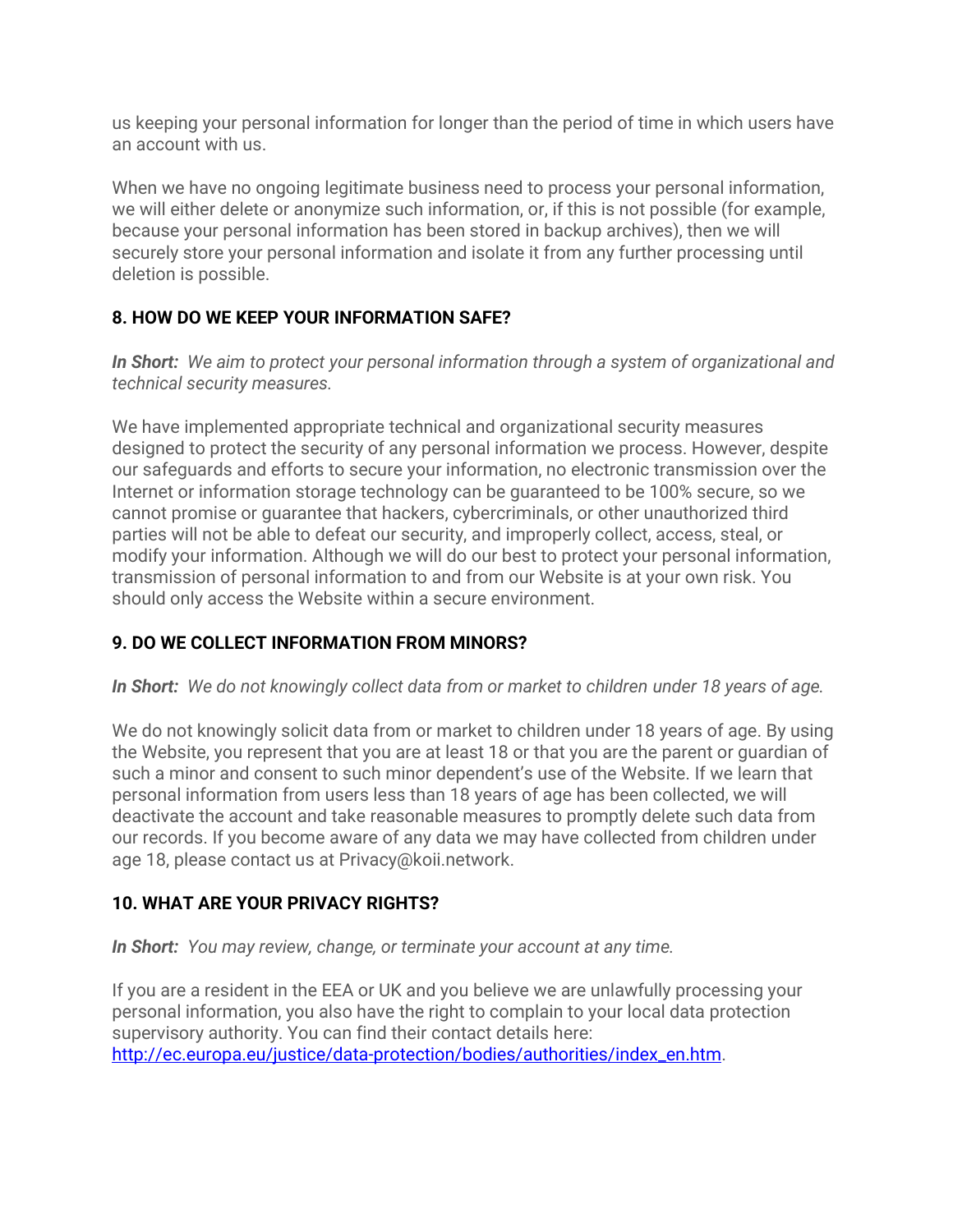us keeping your personal information for longer than the period of time in which users have an account with us.

When we have no ongoing legitimate business need to process your personal information, we will either delete or anonymize such information, or, if this is not possible (for example, because your personal information has been stored in backup archives), then we will securely store your personal information and isolate it from any further processing until deletion is possible.

### 8. HOW DO WE KEEP YOUR INFORMATION SAFE?

***In Short:*** *We aim to protect your personal information through a system of organizational and technical security measures.*

We have implemented appropriate technical and organizational security measures designed to protect the security of any personal information we process. However, despite our safeguards and efforts to secure your information, no electronic transmission over the Internet or information storage technology can be guaranteed to be 100% secure, so we cannot promise or guarantee that hackers, cybercriminals, or other unauthorized third parties will not be able to defeat our security, and improperly collect, access, steal, or modify your information. Although we will do our best to protect your personal information, transmission of personal information to and from our Website is at your own risk. You should only access the Website within a secure environment.

### 9. DO WE COLLECT INFORMATION FROM MINORS?

***In Short:*** *We do not knowingly collect data from or market to children under 18 years of age.*

We do not knowingly solicit data from or market to children under 18 years of age. By using the Website, you represent that you are at least 18 or that you are the parent or guardian of such a minor and consent to such minor dependent's use of the Website. If we learn that personal information from users less than 18 years of age has been collected, we will deactivate the account and take reasonable measures to promptly delete such data from our records. If you become aware of any data we may have collected from children under age 18, please contact us at Privacy@koii.network.

### 10. WHAT ARE YOUR PRIVACY RIGHTS?

***In Short:*** *You may review, change, or terminate your account at any time.*

If you are a resident in the EEA or UK and you believe we are unlawfully processing your personal information, you also have the right to complain to your local data protection supervisory authority. You can find their contact details here: [http://ec.europa.eu/justice/data-protection/bodies/authorities/index_en.htm](http://ec.europa.eu/justice/data-protection/bodies/authorities/index_en.htm).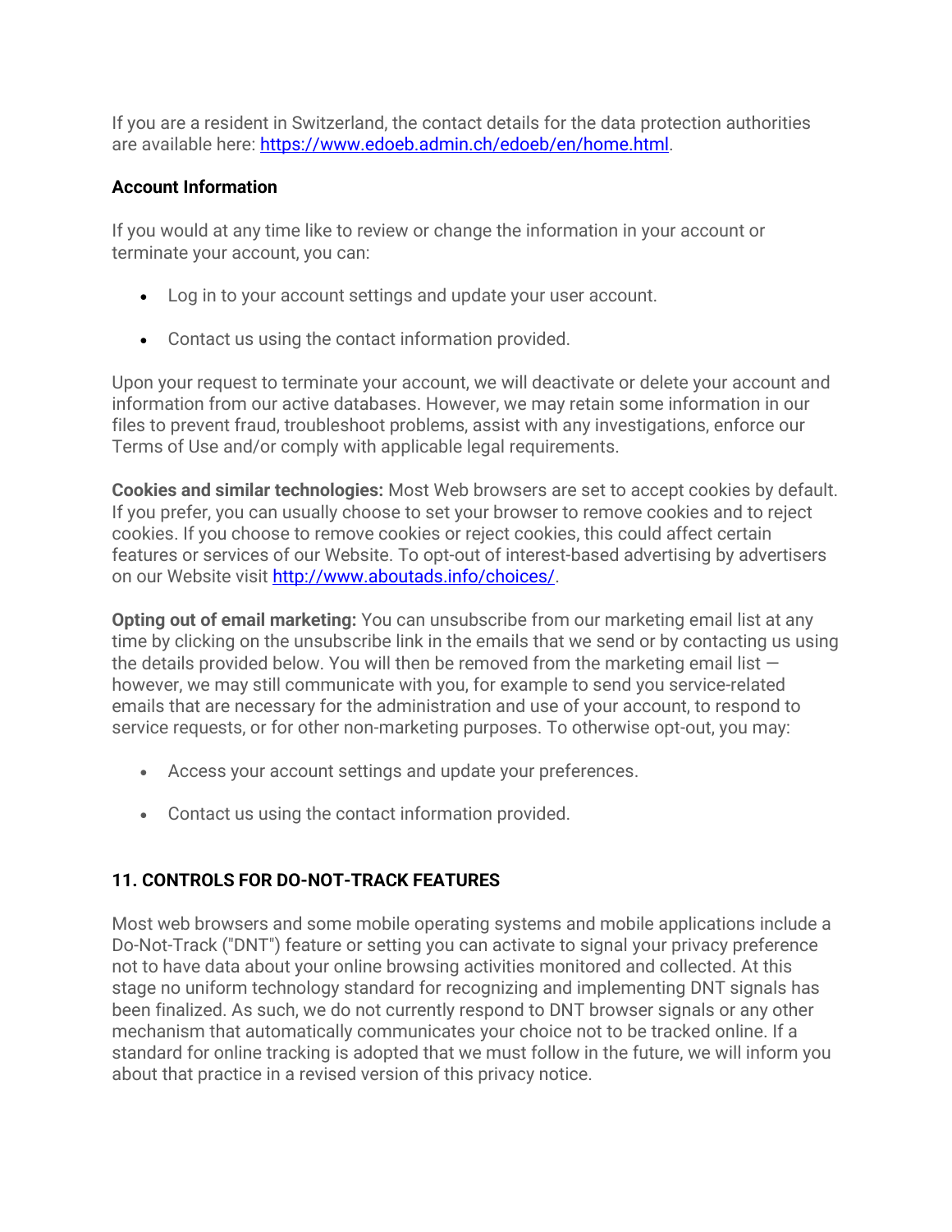If you are a resident in Switzerland, the contact details for the data protection authorities are available here: [https://www.edoeb.admin.ch/edoeb/en/home.html](https://www.edoeb.admin.ch/edoeb/en/home.html).

**Account Information**

If you would at any time like to review or change the information in your account or terminate your account, you can:

- Log in to your account settings and update your user account.
- Contact us using the contact information provided.

Upon your request to terminate your account, we will deactivate or delete your account and information from our active databases. However, we may retain some information in our files to prevent fraud, troubleshoot problems, assist with any investigations, enforce our Terms of Use and/or comply with applicable legal requirements.

**Cookies and similar technologies:** Most Web browsers are set to accept cookies by default. If you prefer, you can usually choose to set your browser to remove cookies and to reject cookies. If you choose to remove cookies or reject cookies, this could affect certain features or services of our Website. To opt-out of interest-based advertising by advertisers on our Website visit [http://www.aboutads.info/choices/](http://www.aboutads.info/choices/).

**Opting out of email marketing:** You can unsubscribe from our marketing email list at any time by clicking on the unsubscribe link in the emails that we send or by contacting us using the details provided below. You will then be removed from the marketing email list — however, we may still communicate with you, for example to send you service-related emails that are necessary for the administration and use of your account, to respond to service requests, or for other non-marketing purposes. To otherwise opt-out, you may:

- Access your account settings and update your preferences.
- Contact us using the contact information provided.

**11. CONTROLS FOR DO-NOT-TRACK FEATURES**

Most web browsers and some mobile operating systems and mobile applications include a Do-Not-Track ("DNT") feature or setting you can activate to signal your privacy preference not to have data about your online browsing activities monitored and collected. At this stage no uniform technology standard for recognizing and implementing DNT signals has been finalized. As such, we do not currently respond to DNT browser signals or any other mechanism that automatically communicates your choice not to be tracked online. If a standard for online tracking is adopted that we must follow in the future, we will inform you about that practice in a revised version of this privacy notice.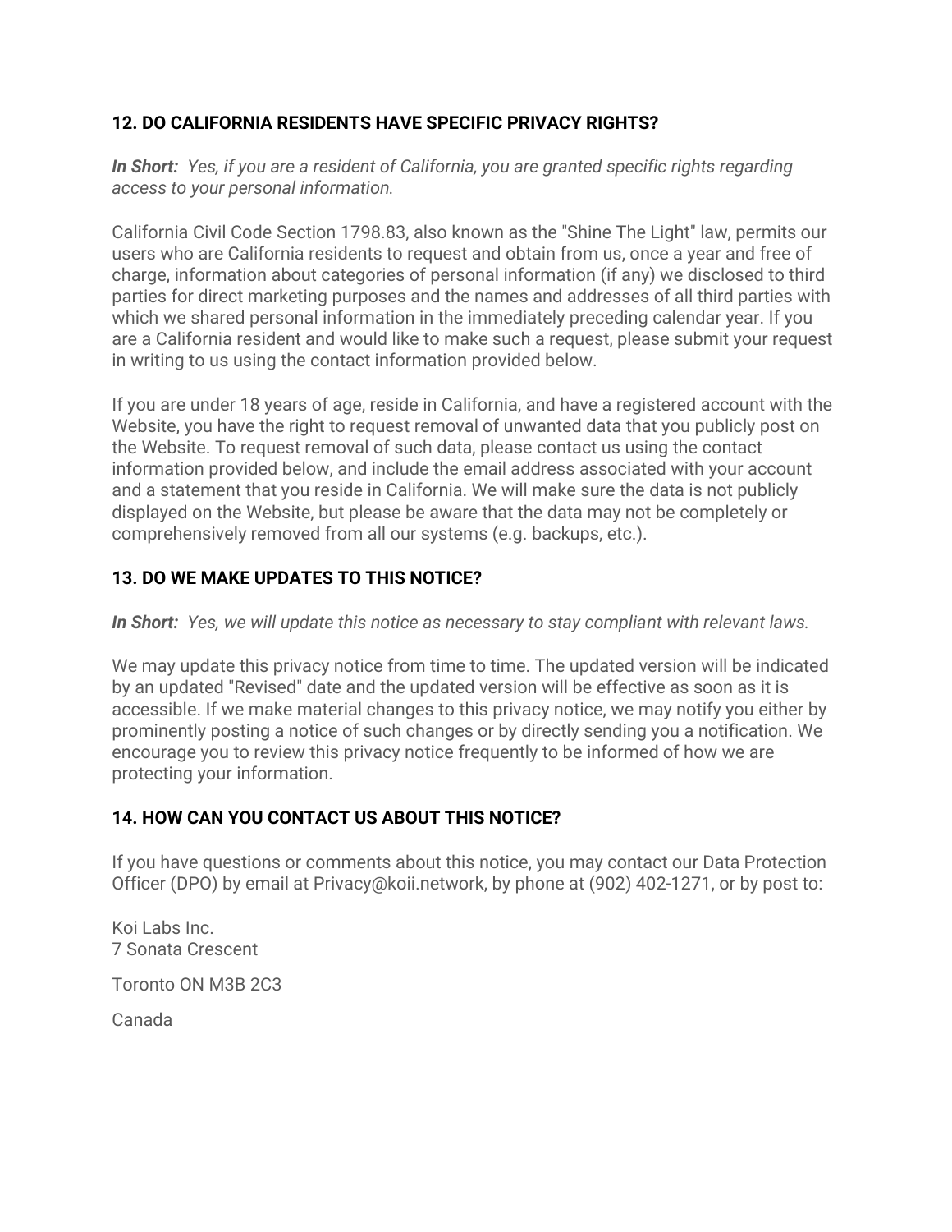## 12. DO CALIFORNIA RESIDENTS HAVE SPECIFIC PRIVACY RIGHTS?

***In Short:*** *Yes, if you are a resident of California, you are granted specific rights regarding access to your personal information.*

California Civil Code Section 1798.83, also known as the "Shine The Light" law, permits our users who are California residents to request and obtain from us, once a year and free of charge, information about categories of personal information (if any) we disclosed to third parties for direct marketing purposes and the names and addresses of all third parties with which we shared personal information in the immediately preceding calendar year. If you are a California resident and would like to make such a request, please submit your request in writing to us using the contact information provided below.

If you are under 18 years of age, reside in California, and have a registered account with the Website, you have the right to request removal of unwanted data that you publicly post on the Website. To request removal of such data, please contact us using the contact information provided below, and include the email address associated with your account and a statement that you reside in California. We will make sure the data is not publicly displayed on the Website, but please be aware that the data may not be completely or comprehensively removed from all our systems (e.g. backups, etc.).

## 13. DO WE MAKE UPDATES TO THIS NOTICE?

***In Short:*** *Yes, we will update this notice as necessary to stay compliant with relevant laws.*

We may update this privacy notice from time to time. The updated version will be indicated by an updated "Revised" date and the updated version will be effective as soon as it is accessible. If we make material changes to this privacy notice, we may notify you either by prominently posting a notice of such changes or by directly sending you a notification. We encourage you to review this privacy notice frequently to be informed of how we are protecting your information.

## 14. HOW CAN YOU CONTACT US ABOUT THIS NOTICE?

If you have questions or comments about this notice, you may contact our Data Protection Officer (DPO) by email at Privacy@koii.network, by phone at (902) 402-1271, or by post to:

Koi Labs Inc.
7 Sonata Crescent

Toronto ON M3B 2C3

Canada